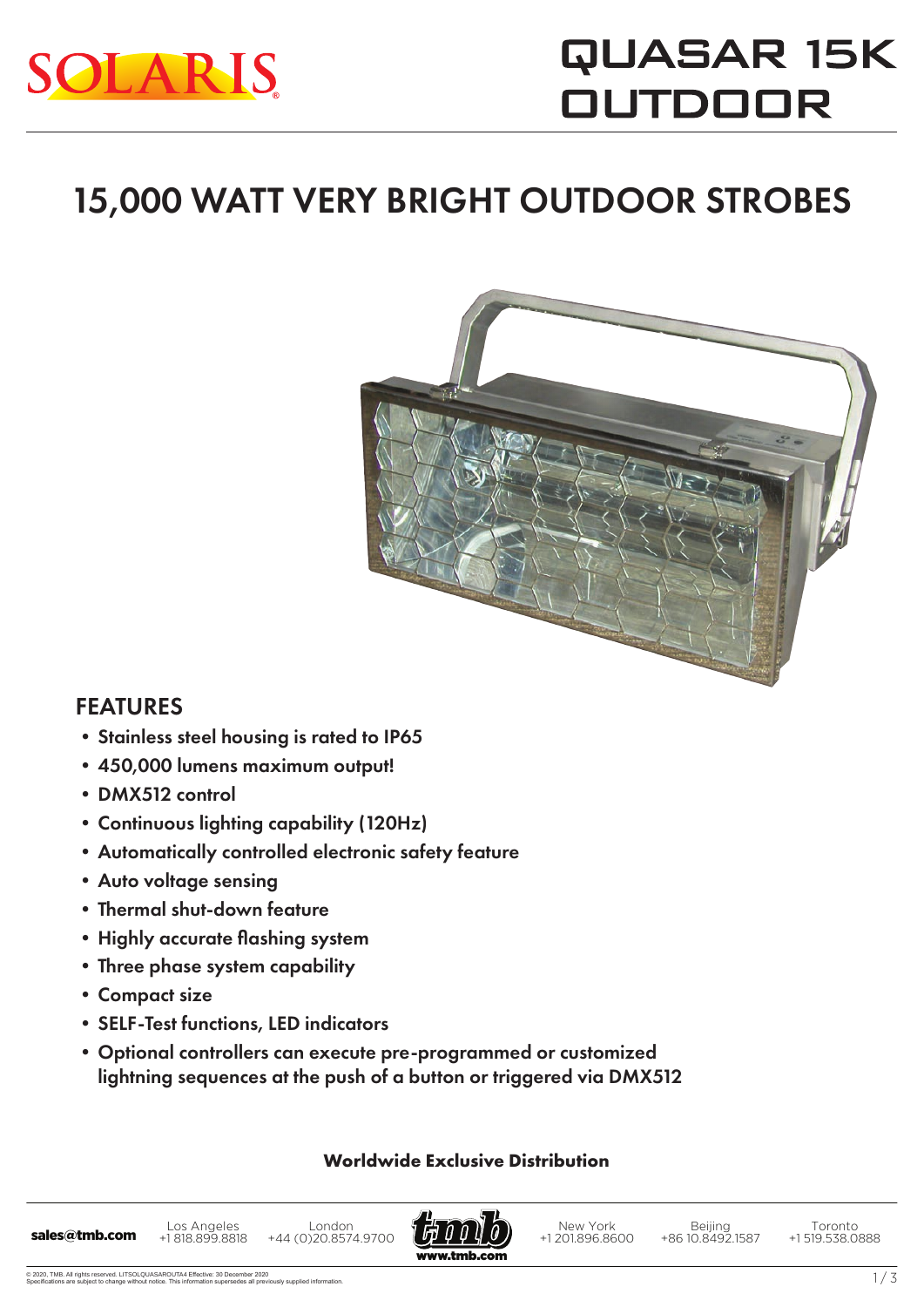# QUASAR 15K OUTDOOR

## 15,000 WATT VERY BRIGHT OUTDOOR STROBES

### FEATURES

- Stainless steel housing is rated to IP65
- 450,000 lumens maximum output!
- DMX512 control
- Continuous lighting capability (120Hz)
- Automatically controlled electronic safety feature
- Auto voltage sensing
- Thermal shut-down feature
- Highly accurate flashing system
- Three phase system capability
- Compact size
- SELF-Test functions, LED indicators
- Optional controllers can execute pre-programmed or customized lightning sequences at the push of a button or triggered via DMX512

**Worldwide Exclusive Distribution**

**sales@tmb.com** | Los Angeles +1 818.899.8818 | London +44 (0)20.8574.9700 | www.tmb.com | New York +1 201.896.8600 | Beijing +86 10.8492.1587 | Toronto +1 519.538.0888

© 2020, TMB. All rights reserved. LITSOLQUASAROUTA4 Effective: 30 December 2020
Specifications are subject to change without notice. This information supersedes all previously supplied information.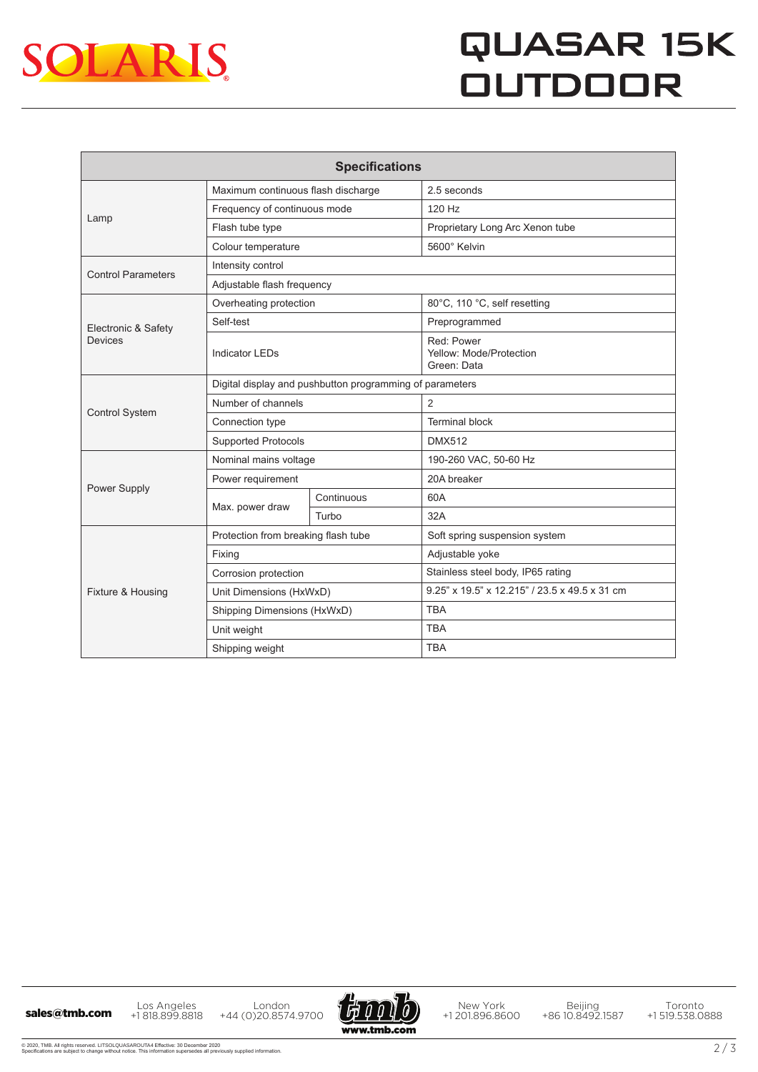# QUASAR 15K OUTDOOR

| Specifications | | | |
|---|---|---|---|
| Lamp | Maximum continuous flash discharge | | 2.5 seconds |
| | Frequency of continuous mode | | 120 Hz |
| | Flash tube type | | Proprietary Long Arc Xenon tube |
| | Colour temperature | | 5600° Kelvin |
| Control Parameters | Intensity control | | |
| | Adjustable flash frequency | | |
| Electronic & Safety Devices | Overheating protection | | 80°C, 110 °C, self resetting |
| | Self-test | | Preprogrammed |
| | Indicator LEDs | | Red: Power<br>Yellow: Mode/Protection<br>Green: Data |
| Control System | Digital display and pushbutton programming of parameters | | |
| | Number of channels | | 2 |
| | Connection type | | Terminal block |
| | Supported Protocols | | DMX512 |
| Power Supply | Nominal mains voltage | | 190-260 VAC, 50-60 Hz |
| | Power requirement | | 20A breaker |
| | Max. power draw | Continuous | 60A |
| | | Turbo | 32A |
| Fixture & Housing | Protection from breaking flash tube | | Soft spring suspension system |
| | Fixing | | Adjustable yoke |
| | Corrosion protection | | Stainless steel body, IP65 rating |
| | Unit Dimensions (HxWxD) | | 9.25" x 19.5" x 12.215" / 23.5 x 49.5 x 31 cm |
| | Shipping Dimensions (HxWxD) | | TBA |
| | Unit weight | | TBA |
| | Shipping weight | | TBA |

sales@tmb.com

Los Angeles +1 818.899.8818 | London +44 (0)20.8574.9700 | www.tmb.com | New York +1 201.896.8600 | Beijing +86 10.8492.1587 | Toronto +1 519.538.0888

© 2020, TMB. All rights reserved. LITSOLQUASAROUTA4 Effective: 30 December 2020
Specifications are subject to change without notice. This information supersedes all previously supplied information.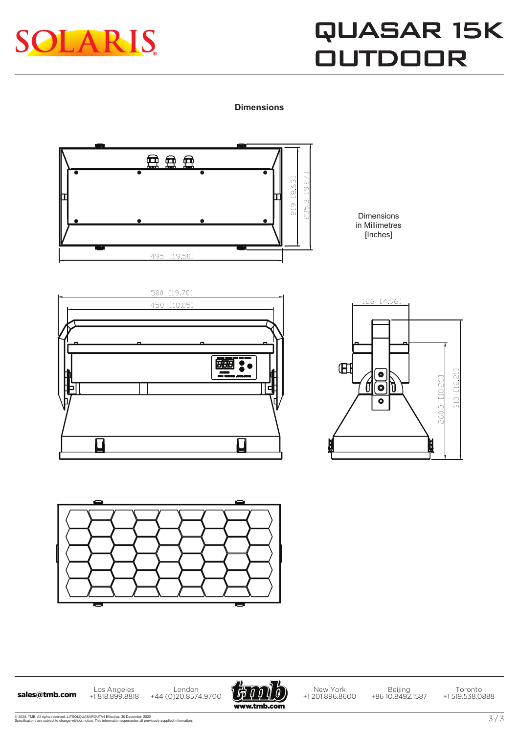# QUASAR 15K OUTDOOR

## Dimensions

Dimensions in Millimetres [Inches]

495 [19.50]

219 [8.63]

235.3 [9.27]

500 [19.70]

458 [18.05]

126 [4.96]

260.3 [10.26]

310 [12.21]

sales@tmb.com

Los Angeles +1 818.899.8818

London +44 (0)20.8574.9700

www.tmb.com

New York +1 201.896.8600

Beijing +86 10.8492.1587

Toronto +1 519.538.0888

© 2020, TMB. All rights reserved. LITSOLQUASAROUTA4 Effective: 30 December 2020
Specifications are subject to change without notice. This information supersedes all previously supplied information.